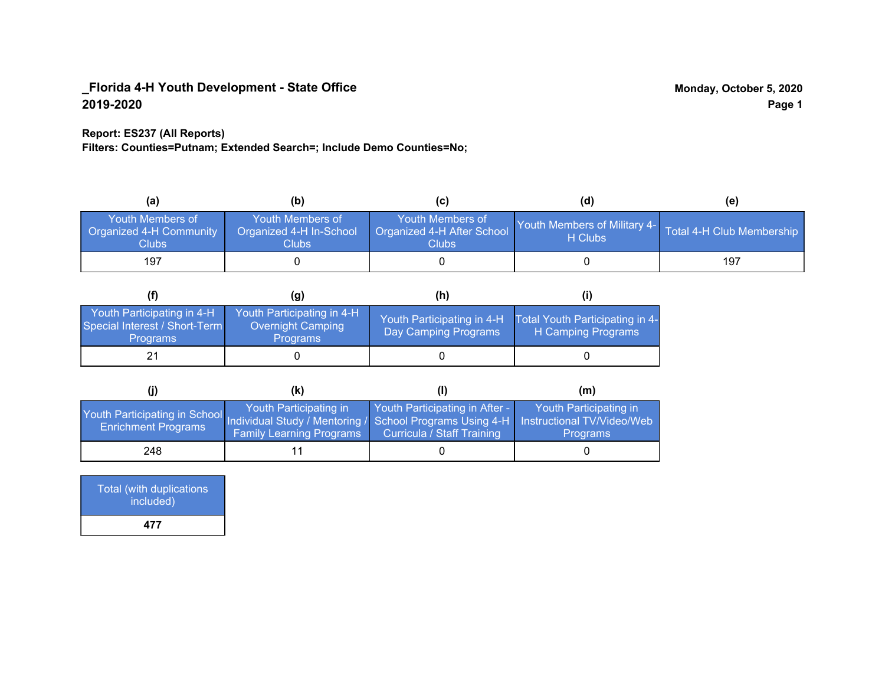**_Florida 4-H Youth Development - State Office**
**2019-2020**

**Monday, October 5, 2020**

**Report: ES237 (All Reports)**
**Filters: Counties=Putnam; Extended Search=; Include Demo Counties=No;**

| (a) | (b) | (c) | (d) | (e) |
|---|---|---|---|---|
| Youth Members of Organized 4-H Community Clubs | Youth Members of Organized 4-H In-School Clubs | Youth Members of Organized 4-H After School Clubs | Youth Members of Military 4-H Clubs | Total 4-H Club Membership |
| 197 | 0 | 0 | 0 | 197 |

| (f) | (g) | (h) | (i) |
|---|---|---|---|
| Youth Participating in 4-H Special Interest / Short-Term Programs | Youth Participating in 4-H Overnight Camping Programs | Youth Participating in 4-H Day Camping Programs | Total Youth Participating in 4-H Camping Programs |
| 21 | 0 | 0 | 0 |

| (j) | (k) | (l) | (m) |
|---|---|---|---|
| Youth Participating in School Enrichment Programs | Youth Participating in Individual Study / Mentoring / Family Learning Programs | Youth Participating in After - School Programs Using 4-H Curricula / Staff Training | Youth Participating in Instructional TV/Video/Web Programs |
| 248 | 11 | 0 | 0 |

| Total (with duplications included) |
|---|
| **477** |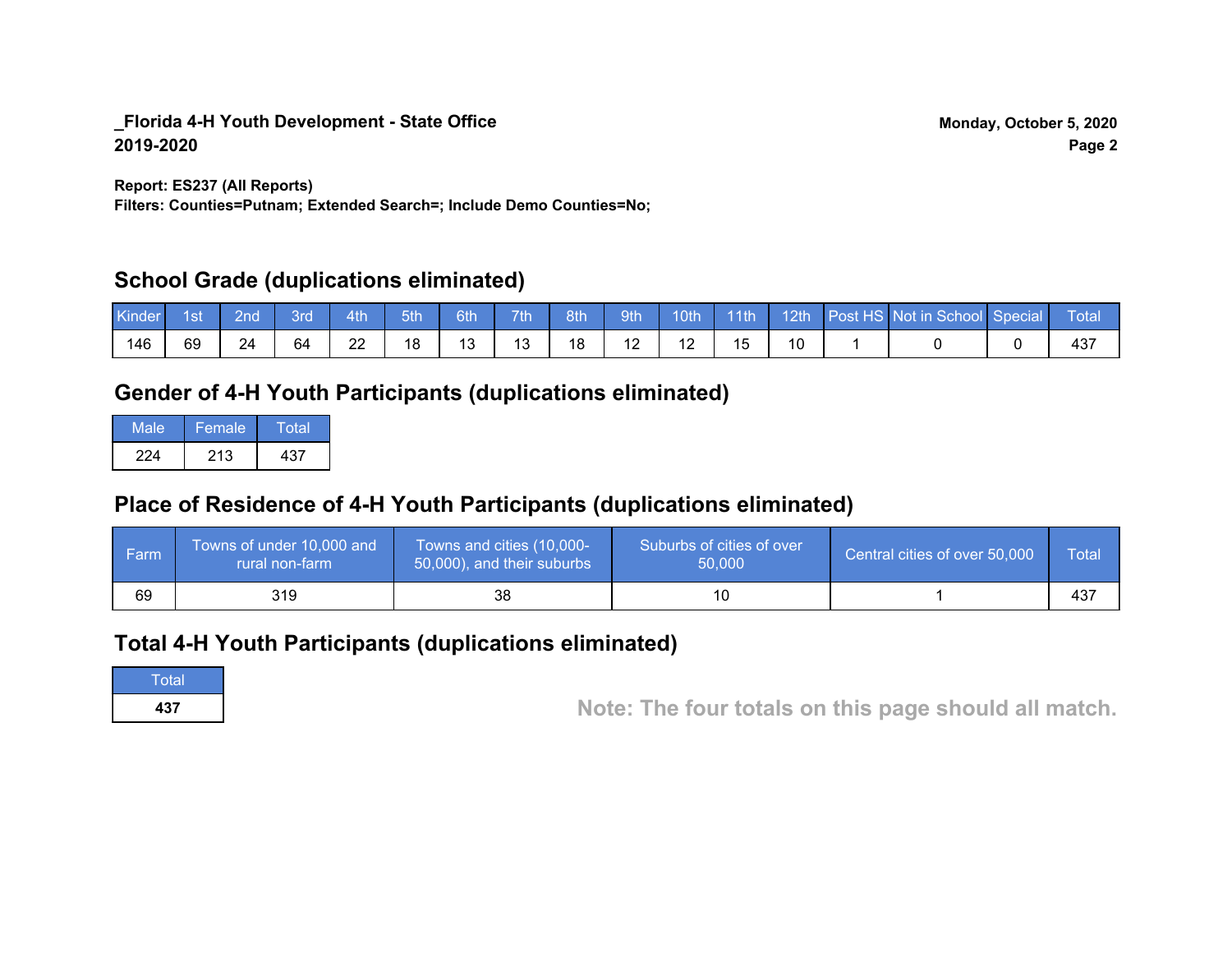**_Florida 4-H Youth Development - State Office**
**2019-2020**

**Monday, October 5, 2020**

**Report: ES237 (All Reports)**
**Filters: Counties=Putnam; Extended Search=; Include Demo Counties=No;**

## School Grade (duplications eliminated)

| Kinder | 1st | 2nd | 3rd | 4th | 5th | 6th | 7th | 8th | 9th | 10th | 11th | 12th | Post HS | Not in School | Special | Total |
|---|---|---|---|---|---|---|---|---|---|---|---|---|---|---|---|---|
| 146 | 69 | 24 | 64 | 22 | 18 | 13 | 13 | 18 | 12 | 12 | 15 | 10 | 1 | 0 | 0 | 437 |

## Gender of 4-H Youth Participants (duplications eliminated)

| Male | Female | Total |
|---|---|---|
| 224 | 213 | 437 |

## Place of Residence of 4-H Youth Participants (duplications eliminated)

| Farm | Towns of under 10,000 and rural non-farm | Towns and cities (10,000-50,000), and their suburbs | Suburbs of cities of over 50,000 | Central cities of over 50,000 | Total |
|---|---|---|---|---|---|
| 69 | 319 | 38 | 10 | 1 | 437 |

## Total 4-H Youth Participants (duplications eliminated)

| Total |
|---|
| **437** |

**Note: The four totals on this page should all match.**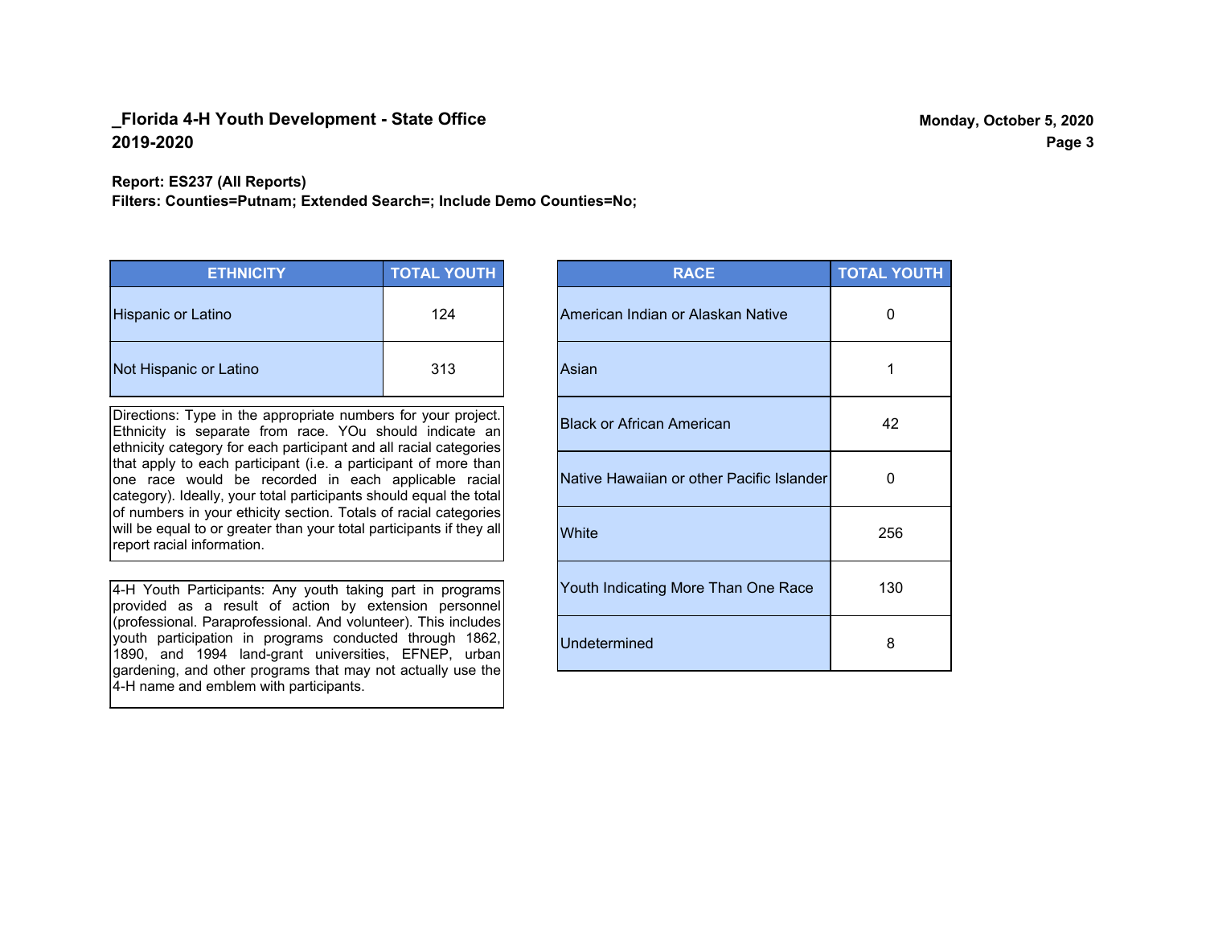# _Florida 4-H Youth Development - State Office
## 2019-2020

Monday, October 5, 2020

**Report: ES237 (All Reports)**
**Filters: Counties=Putnam; Extended Search=; Include Demo Counties=No;**

| ETHNICITY | TOTAL YOUTH |
|---|---|
| Hispanic or Latino | 124 |
| Not Hispanic or Latino | 313 |

Directions: Type in the appropriate numbers for your project. Ethnicity is separate from race. YOu should indicate an ethnicity category for each participant and all racial categories that apply to each participant (i.e. a participant of more than one race would be recorded in each applicable racial category). Ideally, your total participants should equal the total of numbers in your ethicity section. Totals of racial categories will be equal to or greater than your total participants if they all report racial information.

4-H Youth Participants: Any youth taking part in programs provided as a result of action by extension personnel (professional. Paraprofessional. And volunteer). This includes youth participation in programs conducted through 1862, 1890, and 1994 land-grant universities, EFNEP, urban gardening, and other programs that may not actually use the 4-H name and emblem with participants.

| RACE | TOTAL YOUTH |
|---|---|
| American Indian or Alaskan Native | 0 |
| Asian | 1 |
| Black or African American | 42 |
| Native Hawaiian or other Pacific Islander | 0 |
| White | 256 |
| Youth Indicating More Than One Race | 130 |
| Undetermined | 8 |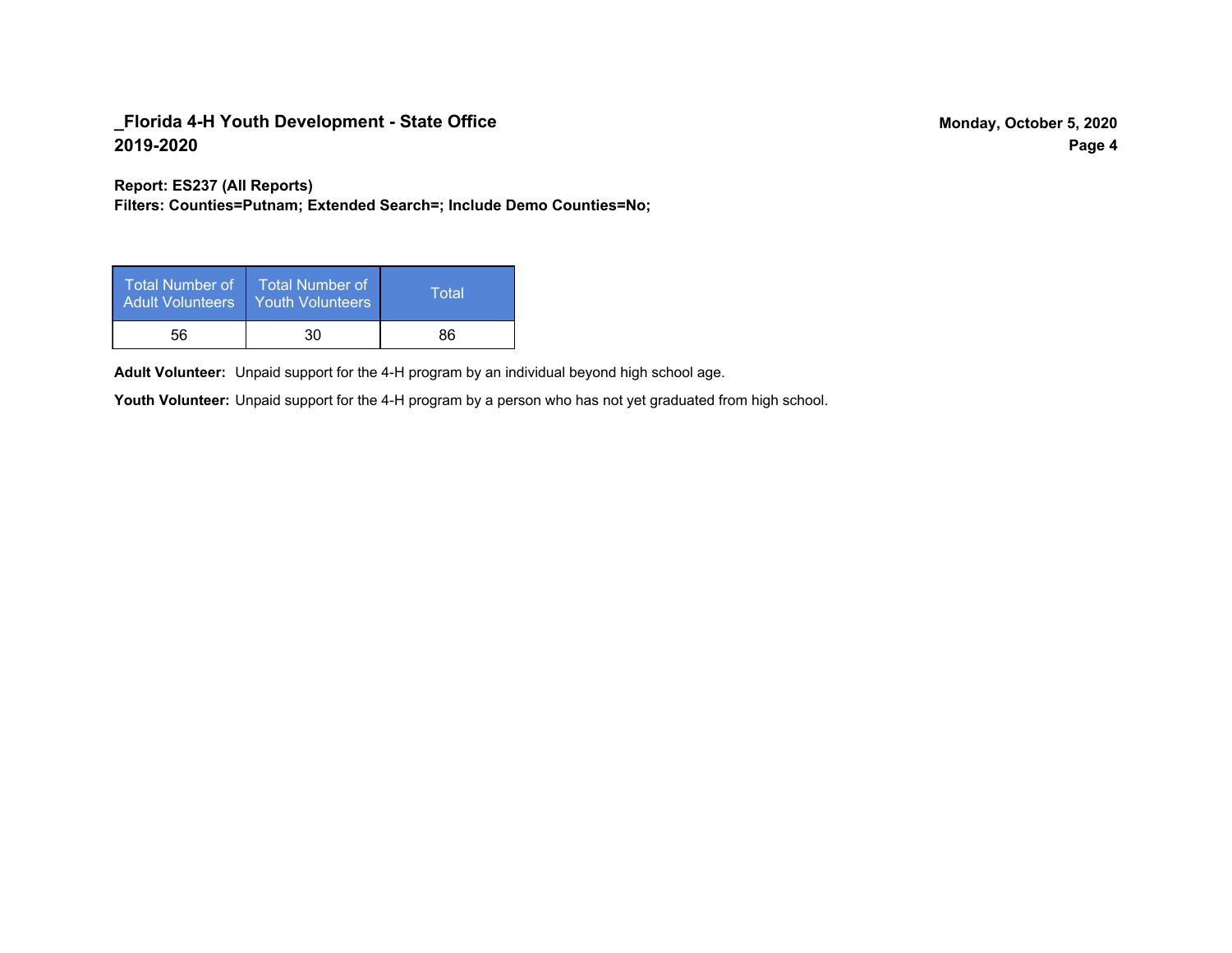## _Florida 4-H Youth Development - State Office
## 2019-2020

Monday, October 5, 2020

**Report: ES237 (All Reports)**
**Filters: Counties=Putnam; Extended Search=; Include Demo Counties=No;**

| Total Number of Adult Volunteers | Total Number of Youth Volunteers | Total |
|---|---|---|
| 56 | 30 | 86 |

**Adult Volunteer:** Unpaid support for the 4-H program by an individual beyond high school age.

**Youth Volunteer:** Unpaid support for the 4-H program by a person who has not yet graduated from high school.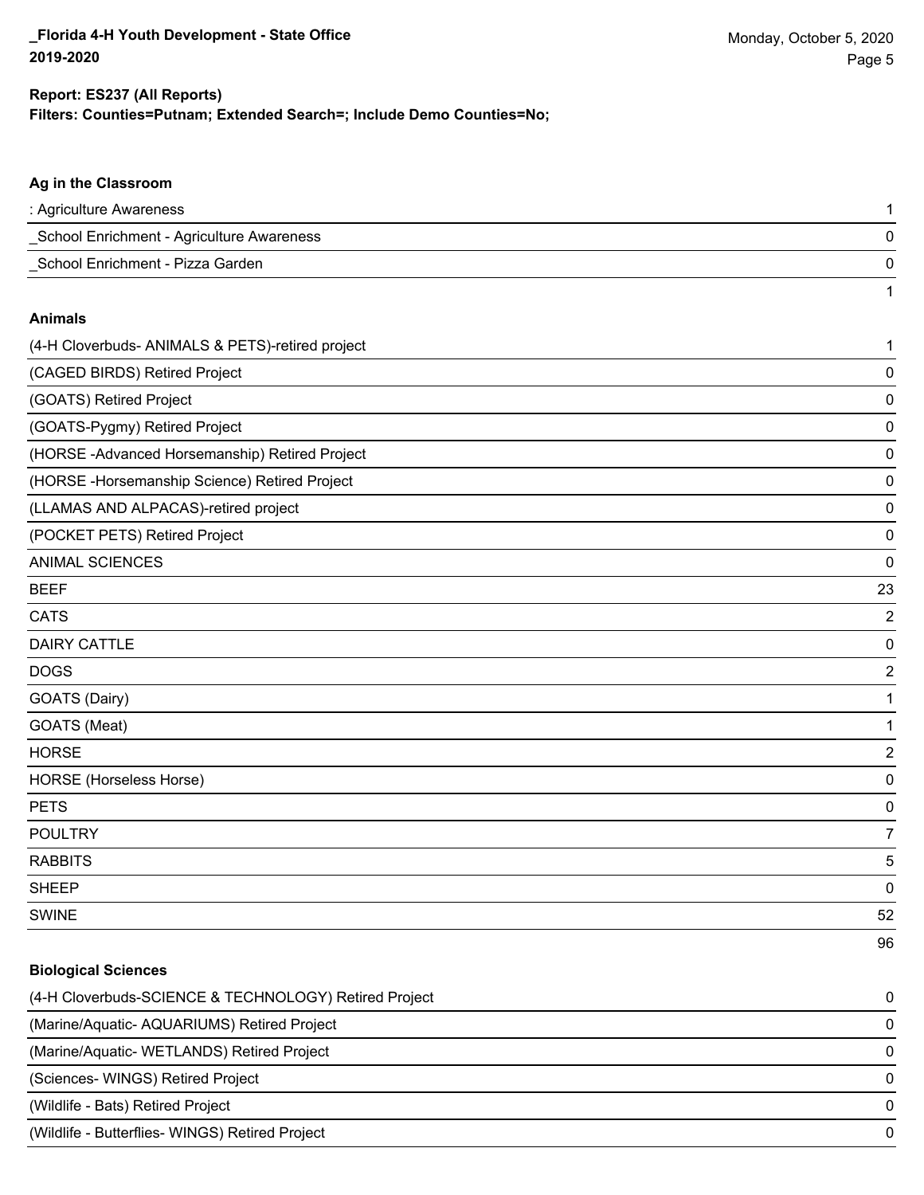**Report: ES237 (All Reports)**
**Filters: Counties=Putnam; Extended Search=; Include Demo Counties=No;**

### Ag in the Classroom

| | |
|---|---|
| : Agriculture Awareness | 1 |
| _School Enrichment - Agriculture Awareness | 0 |
| _School Enrichment - Pizza Garden | 0 |
| | 1 |

### Animals

| | |
|---|---|
| (4-H Cloverbuds- ANIMALS & PETS)-retired project | 1 |
| (CAGED BIRDS) Retired Project | 0 |
| (GOATS) Retired Project | 0 |
| (GOATS-Pygmy) Retired Project | 0 |
| (HORSE -Advanced Horsemanship) Retired Project | 0 |
| (HORSE -Horsemanship Science) Retired Project | 0 |
| (LLAMAS AND ALPACAS)-retired project | 0 |
| (POCKET PETS) Retired Project | 0 |
| ANIMAL SCIENCES | 0 |
| BEEF | 23 |
| CATS | 2 |
| DAIRY CATTLE | 0 |
| DOGS | 2 |
| GOATS (Dairy) | 1 |
| GOATS (Meat) | 1 |
| HORSE | 2 |
| HORSE (Horseless Horse) | 0 |
| PETS | 0 |
| POULTRY | 7 |
| RABBITS | 5 |
| SHEEP | 0 |
| SWINE | 52 |
| | 96 |

### Biological Sciences

| | |
|---|---|
| (4-H Cloverbuds-SCIENCE & TECHNOLOGY) Retired Project | 0 |
| (Marine/Aquatic- AQUARIUMS) Retired Project | 0 |
| (Marine/Aquatic- WETLANDS) Retired Project | 0 |
| (Sciences- WINGS) Retired Project | 0 |
| (Wildlife - Bats) Retired Project | 0 |
| (Wildlife - Butterflies- WINGS) Retired Project | 0 |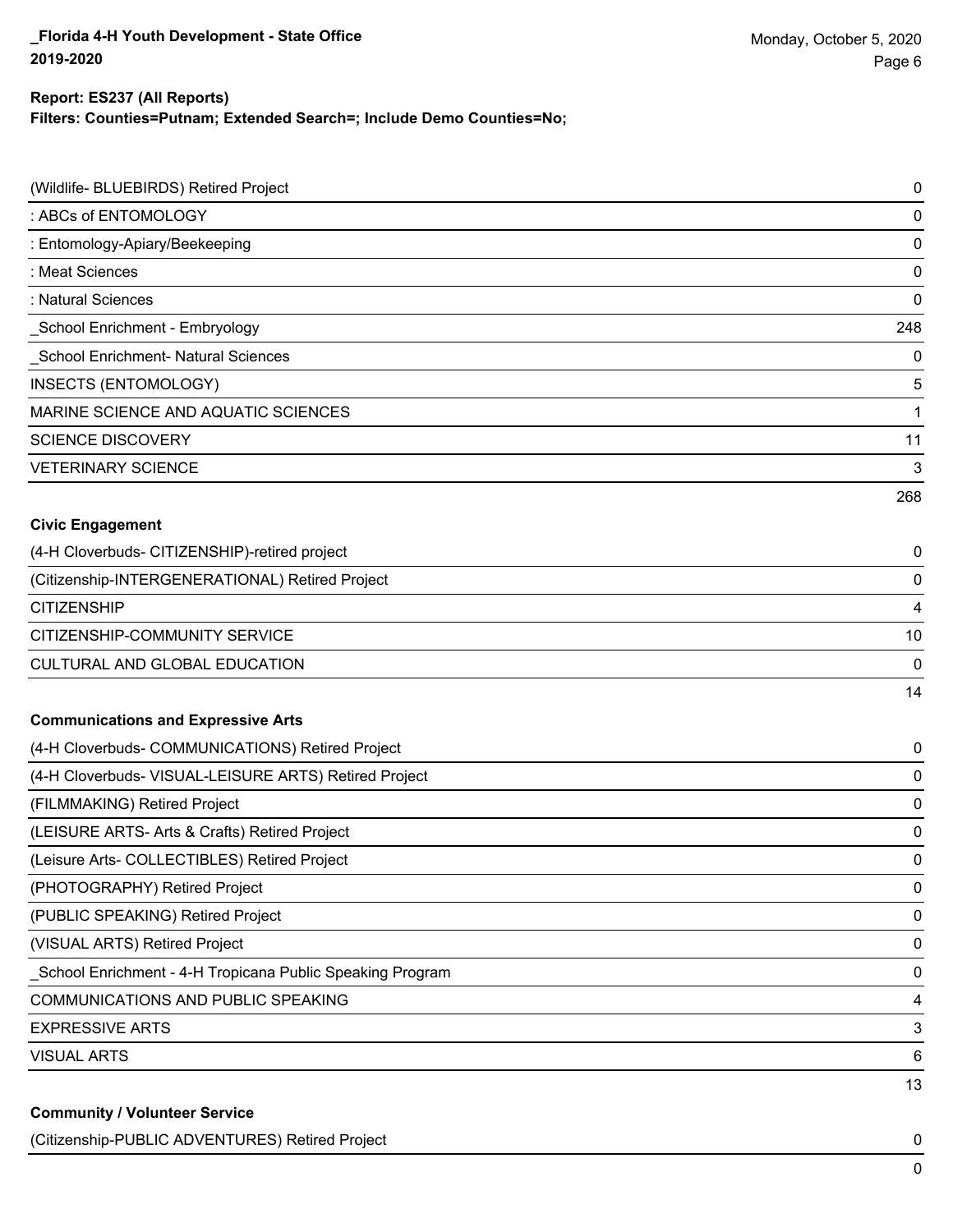| | |
|---|---|
| (Wildlife- BLUEBIRDS) Retired Project | 0 |
| : ABCs of ENTOMOLOGY | 0 |
| : Entomology-Apiary/Beekeeping | 0 |
| : Meat Sciences | 0 |
| : Natural Sciences | 0 |
| _School Enrichment - Embryology | 248 |
| _School Enrichment- Natural Sciences | 0 |
| INSECTS (ENTOMOLOGY) | 5 |
| MARINE SCIENCE AND AQUATIC SCIENCES | 1 |
| SCIENCE DISCOVERY | 11 |
| VETERINARY SCIENCE | 3 |
| | 268 |

**Civic Engagement**

| | |
|---|---|
| (4-H Cloverbuds- CITIZENSHIP)-retired project | 0 |
| (Citizenship-INTERGENERATIONAL) Retired Project | 0 |
| CITIZENSHIP | 4 |
| CITIZENSHIP-COMMUNITY SERVICE | 10 |
| CULTURAL AND GLOBAL EDUCATION | 0 |
| | 14 |

**Communications and Expressive Arts**

| | |
|---|---|
| (4-H Cloverbuds- COMMUNICATIONS) Retired Project | 0 |
| (4-H Cloverbuds- VISUAL-LEISURE ARTS) Retired Project | 0 |
| (FILMMAKING) Retired Project | 0 |
| (LEISURE ARTS- Arts & Crafts) Retired Project | 0 |
| (Leisure Arts- COLLECTIBLES) Retired Project | 0 |
| (PHOTOGRAPHY) Retired Project | 0 |
| (PUBLIC SPEAKING) Retired Project | 0 |
| (VISUAL ARTS) Retired Project | 0 |
| _School Enrichment - 4-H Tropicana Public Speaking Program | 0 |
| COMMUNICATIONS AND PUBLIC SPEAKING | 4 |
| EXPRESSIVE ARTS | 3 |
| VISUAL ARTS | 6 |
| | 13 |

**Community / Volunteer Service**

| | |
|---|---|
| (Citizenship-PUBLIC ADVENTURES) Retired Project | 0 |
| | 0 |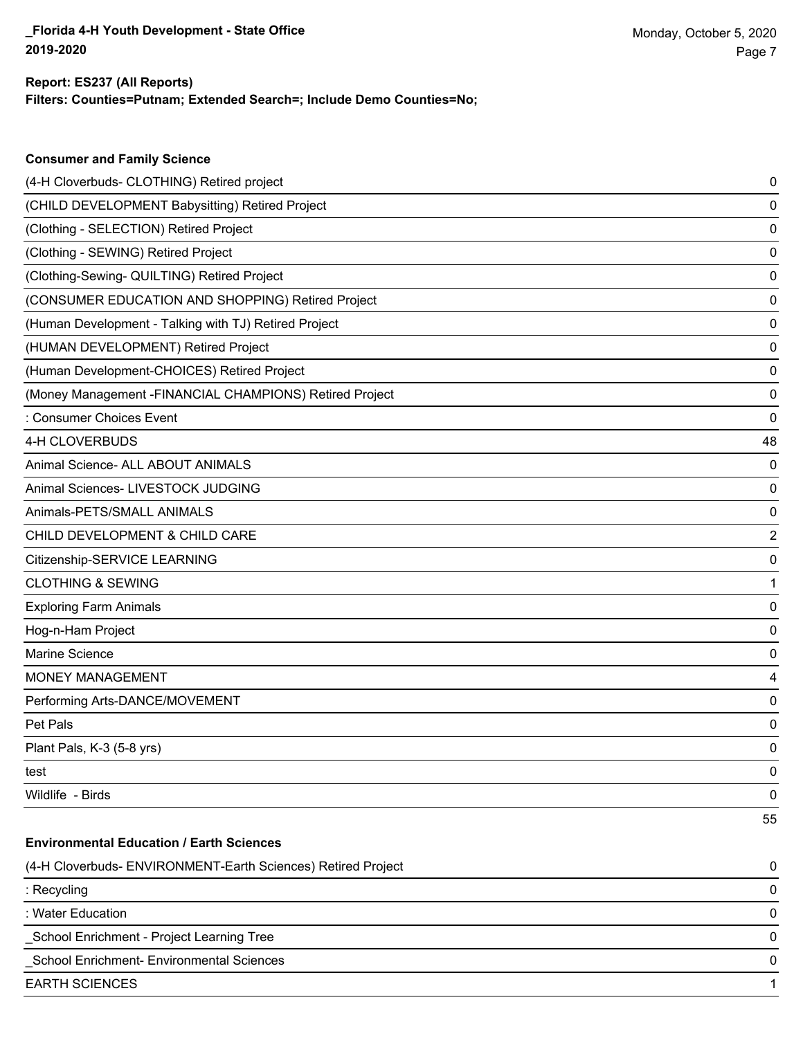**Report: ES237 (All Reports)**

**Filters: Counties=Putnam; Extended Search=; Include Demo Counties=No;**

### Consumer and Family Science

| | |
|---|---|
| (4-H Cloverbuds- CLOTHING) Retired project | 0 |
| (CHILD DEVELOPMENT Babysitting) Retired Project | 0 |
| (Clothing - SELECTION) Retired Project | 0 |
| (Clothing - SEWING) Retired Project | 0 |
| (Clothing-Sewing- QUILTING) Retired Project | 0 |
| (CONSUMER EDUCATION AND SHOPPING) Retired Project | 0 |
| (Human Development - Talking with TJ) Retired Project | 0 |
| (HUMAN DEVELOPMENT) Retired Project | 0 |
| (Human Development-CHOICES) Retired Project | 0 |
| (Money Management -FINANCIAL CHAMPIONS) Retired Project | 0 |
| : Consumer Choices Event | 0 |
| 4-H CLOVERBUDS | 48 |
| Animal Science- ALL ABOUT ANIMALS | 0 |
| Animal Sciences- LIVESTOCK JUDGING | 0 |
| Animals-PETS/SMALL ANIMALS | 0 |
| CHILD DEVELOPMENT & CHILD CARE | 2 |
| Citizenship-SERVICE LEARNING | 0 |
| CLOTHING & SEWING | 1 |
| Exploring Farm Animals | 0 |
| Hog-n-Ham Project | 0 |
| Marine Science | 0 |
| MONEY MANAGEMENT | 4 |
| Performing Arts-DANCE/MOVEMENT | 0 |
| Pet Pals | 0 |
| Plant Pals, K-3 (5-8 yrs) | 0 |
| test | 0 |
| Wildlife - Birds | 0 |
| | 55 |

### Environmental Education / Earth Sciences

| | |
|---|---|
| (4-H Cloverbuds- ENVIRONMENT-Earth Sciences) Retired Project | 0 |
| : Recycling | 0 |
| : Water Education | 0 |
| _School Enrichment - Project Learning Tree | 0 |
| _School Enrichment- Environmental Sciences | 0 |
| EARTH SCIENCES | 1 |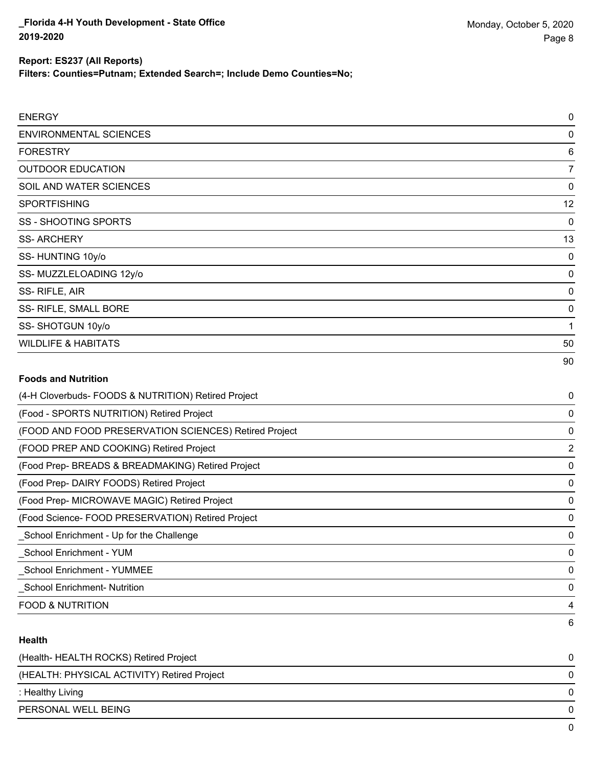**Report: ES237 (All Reports)**
**Filters: Counties=Putnam; Extended Search=; Include Demo Counties=No;**

| | |
|---|---|
| ENERGY | 0 |
| ENVIRONMENTAL SCIENCES | 0 |
| FORESTRY | 6 |
| OUTDOOR EDUCATION | 7 |
| SOIL AND WATER SCIENCES | 0 |
| SPORTFISHING | 12 |
| SS - SHOOTING SPORTS | 0 |
| SS- ARCHERY | 13 |
| SS- HUNTING 10y/o | 0 |
| SS- MUZZLELOADING 12y/o | 0 |
| SS- RIFLE, AIR | 0 |
| SS- RIFLE, SMALL BORE | 0 |
| SS- SHOTGUN 10y/o | 1 |
| WILDLIFE & HABITATS | 50 |
| | 90 |

**Foods and Nutrition**

| | |
|---|---|
| (4-H Cloverbuds- FOODS & NUTRITION) Retired Project | 0 |
| (Food - SPORTS NUTRITION) Retired Project | 0 |
| (FOOD AND FOOD PRESERVATION SCIENCES) Retired Project | 0 |
| (FOOD PREP AND COOKING) Retired Project | 2 |
| (Food Prep- BREADS & BREADMAKING) Retired Project | 0 |
| (Food Prep- DAIRY FOODS) Retired Project | 0 |
| (Food Prep- MICROWAVE MAGIC) Retired Project | 0 |
| (Food Science- FOOD PRESERVATION) Retired Project | 0 |
| _School Enrichment - Up for the Challenge | 0 |
| _School Enrichment - YUM | 0 |
| _School Enrichment - YUMMEE | 0 |
| _School Enrichment- Nutrition | 0 |
| FOOD & NUTRITION | 4 |
| | 6 |

**Health**

| | |
|---|---|
| (Health- HEALTH ROCKS) Retired Project | 0 |
| (HEALTH: PHYSICAL ACTIVITY) Retired Project | 0 |
| : Healthy Living | 0 |
| PERSONAL WELL BEING | 0 |
| | 0 |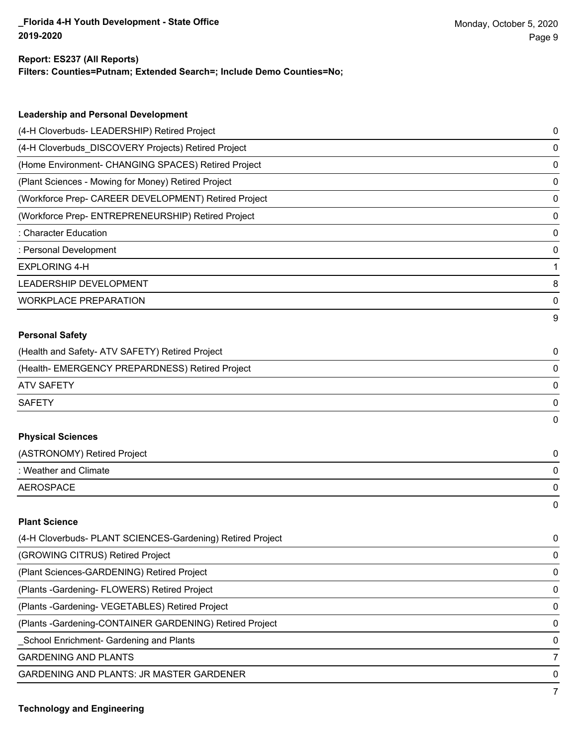**Report: ES237 (All Reports)**
**Filters: Counties=Putnam; Extended Search=; Include Demo Counties=No;**

### Leadership and Personal Development

| | |
|---|---|
| (4-H Cloverbuds- LEADERSHIP) Retired Project | 0 |
| (4-H Cloverbuds_DISCOVERY Projects) Retired Project | 0 |
| (Home Environment- CHANGING SPACES) Retired Project | 0 |
| (Plant Sciences - Mowing for Money) Retired Project | 0 |
| (Workforce Prep- CAREER DEVELOPMENT) Retired Project | 0 |
| (Workforce Prep- ENTREPRENEURSHIP) Retired Project | 0 |
| : Character Education | 0 |
| : Personal Development | 0 |
| EXPLORING 4-H | 1 |
| LEADERSHIP DEVELOPMENT | 8 |
| WORKPLACE PREPARATION | 0 |
| | 9 |

### Personal Safety

| | |
|---|---|
| (Health and Safety- ATV SAFETY) Retired Project | 0 |
| (Health- EMERGENCY PREPARDNESS) Retired Project | 0 |
| ATV SAFETY | 0 |
| SAFETY | 0 |
| | 0 |

### Physical Sciences

| | |
|---|---|
| (ASTRONOMY) Retired Project | 0 |
| : Weather and Climate | 0 |
| AEROSPACE | 0 |
| | 0 |

### Plant Science

| | |
|---|---|
| (4-H Cloverbuds- PLANT SCIENCES-Gardening) Retired Project | 0 |
| (GROWING CITRUS) Retired Project | 0 |
| (Plant Sciences-GARDENING) Retired Project | 0 |
| (Plants -Gardening- FLOWERS) Retired Project | 0 |
| (Plants -Gardening- VEGETABLES) Retired Project | 0 |
| (Plants -Gardening-CONTAINER GARDENING) Retired Project | 0 |
| _School Enrichment- Gardening and Plants | 0 |
| GARDENING AND PLANTS | 7 |
| GARDENING AND PLANTS: JR MASTER GARDENER | 0 |
| | 7 |

### Technology and Engineering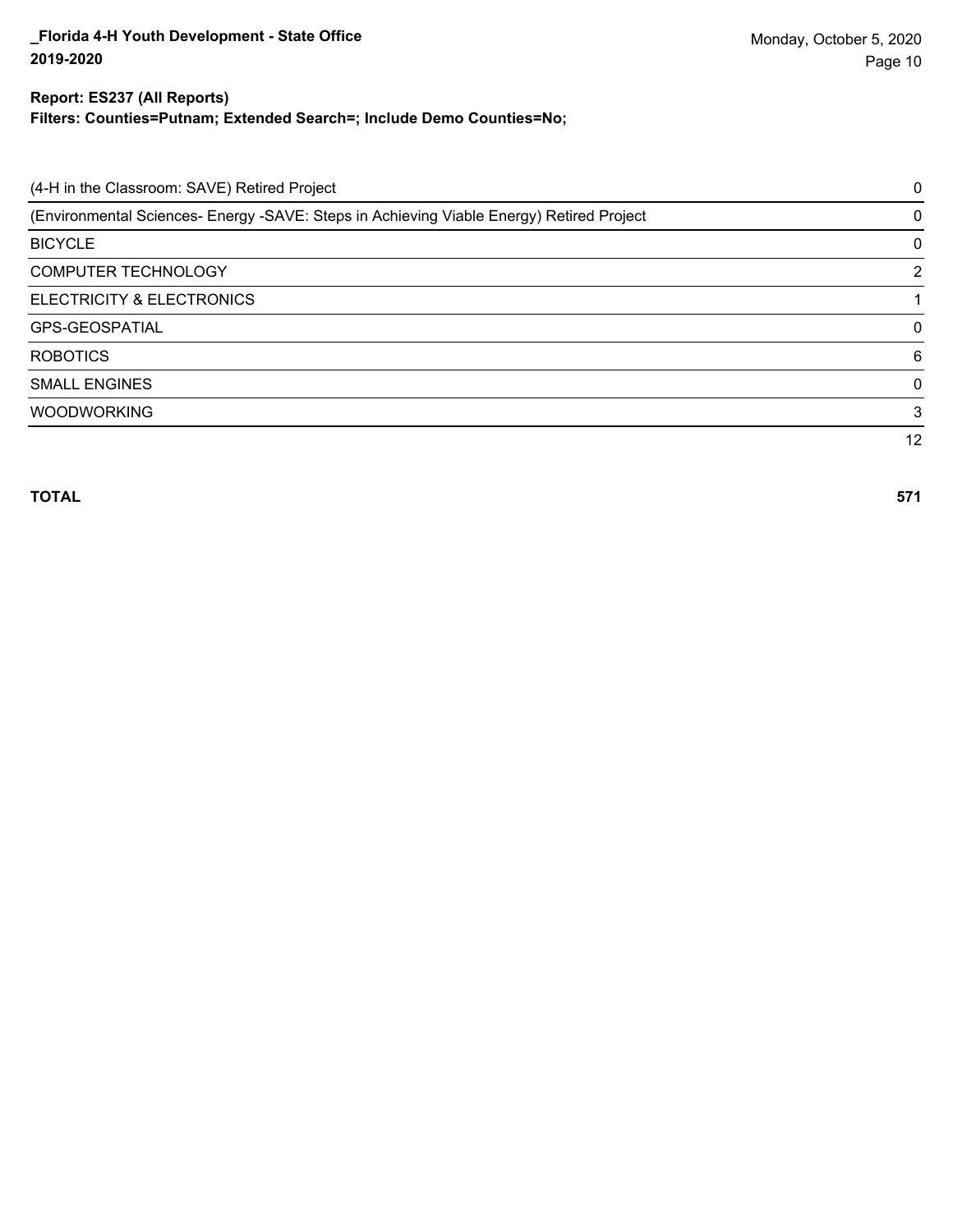**_Florida 4-H Youth Development - State Office**
**2019-2020**

**Report: ES237 (All Reports)**
**Filters: Counties=Putnam; Extended Search=; Include Demo Counties=No;**

| | |
|---|---|
| (4-H in the Classroom: SAVE) Retired Project | 0 |
| (Environmental Sciences- Energy -SAVE: Steps in Achieving Viable Energy) Retired Project | 0 |
| BICYCLE | 0 |
| COMPUTER TECHNOLOGY | 2 |
| ELECTRICITY & ELECTRONICS | 1 |
| GPS-GEOSPATIAL | 0 |
| ROBOTICS | 6 |
| SMALL ENGINES | 0 |
| WOODWORKING | 3 |
| | 12 |

**TOTAL** **571**